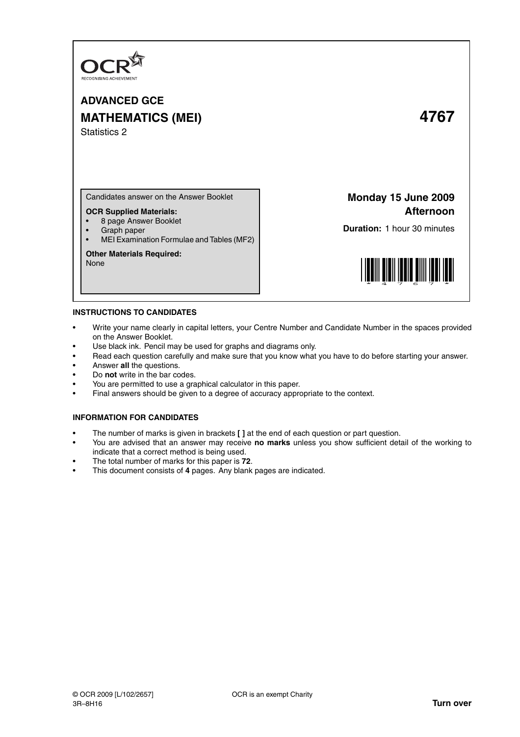OCR
RECOGNISING ACHIEVEMENT

# ADVANCED GCE
# MATHEMATICS (MEI) 4767

Statistics 2

Candidates answer on the Answer Booklet

**OCR Supplied Materials:**
- 8 page Answer Booklet
- Graph paper
- MEI Examination Formulae and Tables (MF2)

**Other Materials Required:**
None

**Monday 15 June 2009**
**Afternoon**

**Duration:** 1 hour 30 minutes

## INSTRUCTIONS TO CANDIDATES

- Write your name clearly in capital letters, your Centre Number and Candidate Number in the spaces provided on the Answer Booklet.
- Use black ink. Pencil may be used for graphs and diagrams only.
- Read each question carefully and make sure that you know what you have to do before starting your answer.
- Answer **all** the questions.
- Do **not** write in the bar codes.
- You are permitted to use a graphical calculator in this paper.
- Final answers should be given to a degree of accuracy appropriate to the context.

## INFORMATION FOR CANDIDATES

- The number of marks is given in brackets **[ ]** at the end of each question or part question.
- You are advised that an answer may receive **no marks** unless you show sufficient detail of the working to indicate that a correct method is being used.
- The total number of marks for this paper is **72**.
- This document consists of **4** pages. Any blank pages are indicated.

© OCR 2009 [L/102/2657]
3R–8H16

OCR is an exempt Charity

**Turn over**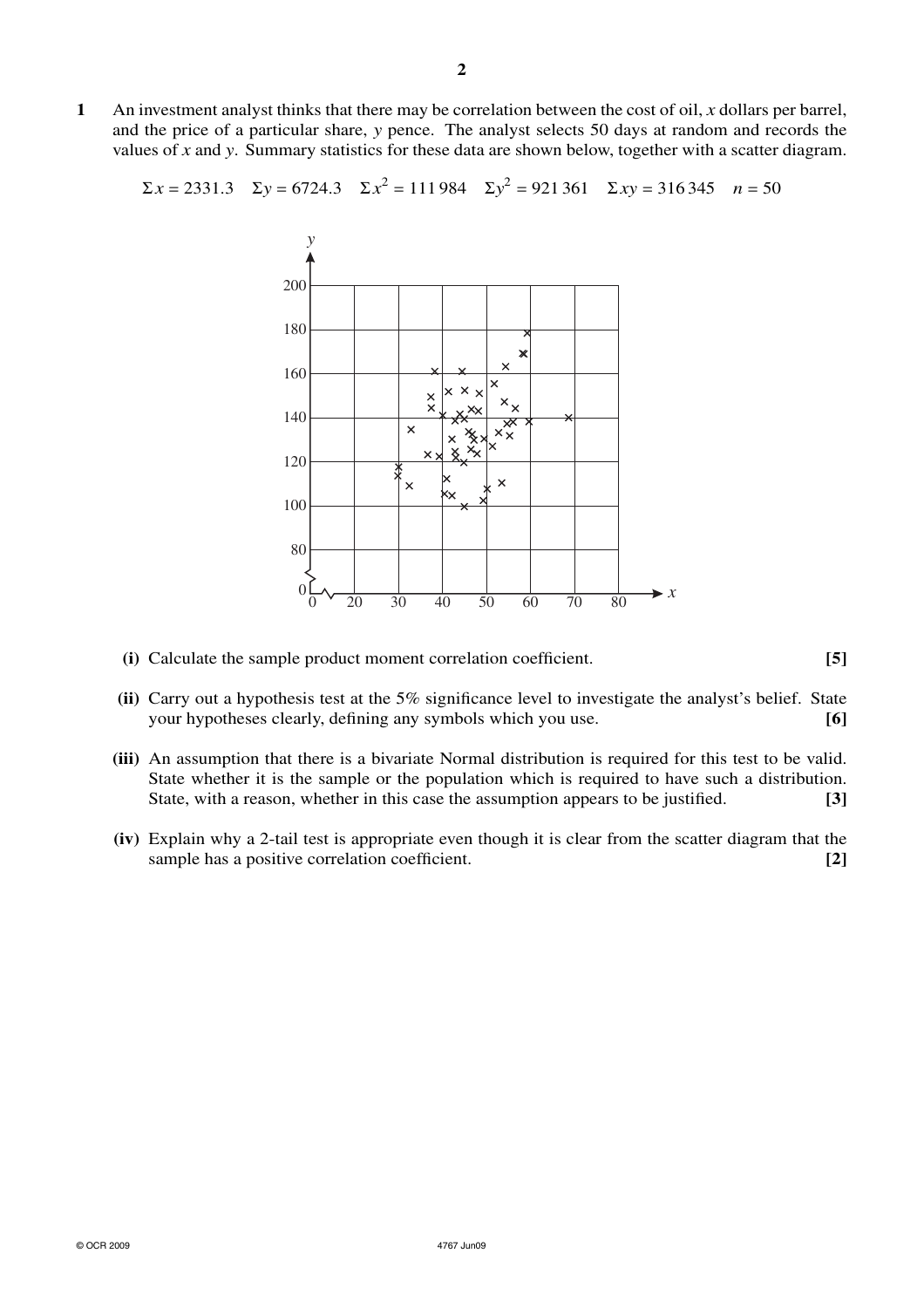**1** An investment analyst thinks that there may be correlation between the cost of oil, $x$ dollars per barrel, and the price of a particular share, $y$ pence. The analyst selects 50 days at random and records the values of $x$ and $y$. Summary statistics for these data are shown below, together with a scatter diagram.

$$\Sigma x = 2331.3 \quad \Sigma y = 6724.3 \quad \Sigma x^2 = 111\,984 \quad \Sigma y^2 = 921\,361 \quad \Sigma xy = 316\,345 \quad n = 50$$

**(i)** Calculate the sample product moment correlation coefficient. **[5]**

**(ii)** Carry out a hypothesis test at the 5% significance level to investigate the analyst's belief. State your hypotheses clearly, defining any symbols which you use. **[6]**

**(iii)** An assumption that there is a bivariate Normal distribution is required for this test to be valid. State whether it is the sample or the population which is required to have such a distribution. State, with a reason, whether in this case the assumption appears to be justified. **[3]**

**(iv)** Explain why a 2-tail test is appropriate even though it is clear from the scatter diagram that the sample has a positive correlation coefficient. **[2]**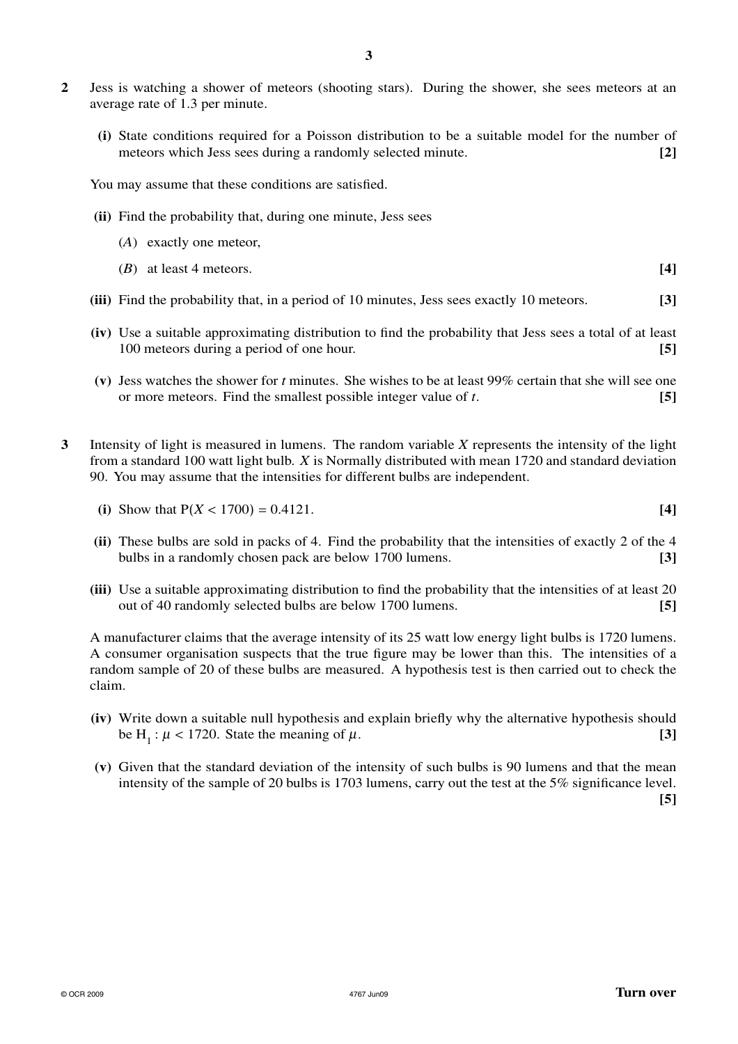**2** Jess is watching a shower of meteors (shooting stars). During the shower, she sees meteors at an average rate of 1.3 per minute.

**(i)** State conditions required for a Poisson distribution to be a suitable model for the number of meteors which Jess sees during a randomly selected minute. **[2]**

You may assume that these conditions are satisfied.

**(ii)** Find the probability that, during one minute, Jess sees

($A$) exactly one meteor,

($B$) at least 4 meteors. **[4]**

**(iii)** Find the probability that, in a period of 10 minutes, Jess sees exactly 10 meteors. **[3]**

**(iv)** Use a suitable approximating distribution to find the probability that Jess sees a total of at least 100 meteors during a period of one hour. **[5]**

**(v)** Jess watches the shower for $t$ minutes. She wishes to be at least 99% certain that she will see one or more meteors. Find the smallest possible integer value of $t$. **[5]**

**3** Intensity of light is measured in lumens. The random variable $X$ represents the intensity of the light from a standard 100 watt light bulb. $X$ is Normally distributed with mean 1720 and standard deviation 90. You may assume that the intensities for different bulbs are independent.

**(i)** Show that $\mathrm{P}(X < 1700) = 0.4121$. **[4]**

**(ii)** These bulbs are sold in packs of 4. Find the probability that the intensities of exactly 2 of the 4 bulbs in a randomly chosen pack are below 1700 lumens. **[3]**

**(iii)** Use a suitable approximating distribution to find the probability that the intensities of at least 20 out of 40 randomly selected bulbs are below 1700 lumens. **[5]**

A manufacturer claims that the average intensity of its 25 watt low energy light bulbs is 1720 lumens. A consumer organisation suspects that the true figure may be lower than this. The intensities of a random sample of 20 of these bulbs are measured. A hypothesis test is then carried out to check the claim.

**(iv)** Write down a suitable null hypothesis and explain briefly why the alternative hypothesis should be $\mathrm{H}_1 : \mu < 1720$. State the meaning of $\mu$. **[3]**

**(v)** Given that the standard deviation of the intensity of such bulbs is 90 lumens and that the mean intensity of the sample of 20 bulbs is 1703 lumens, carry out the test at the 5% significance level. **[5]**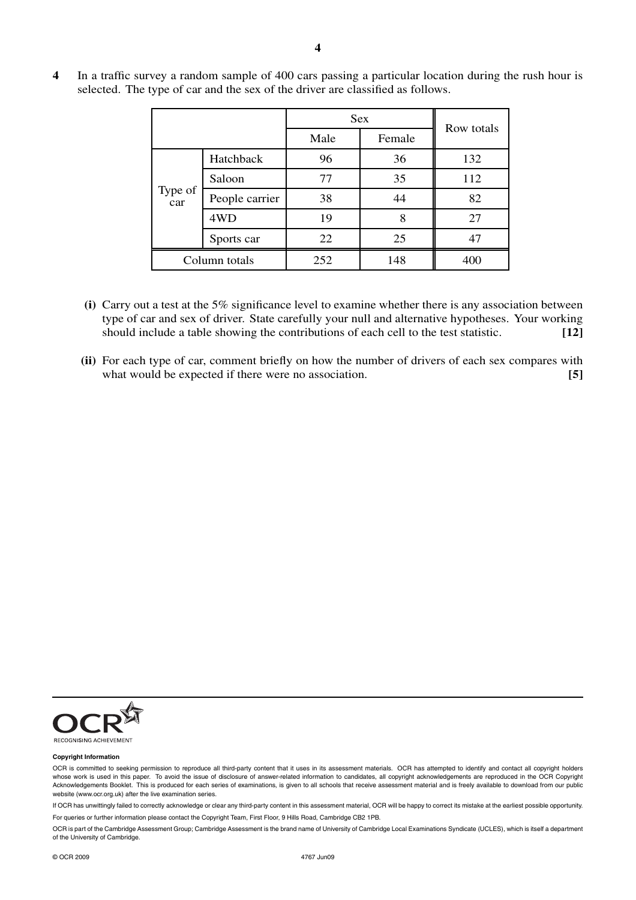**4** In a traffic survey a random sample of 400 cars passing a particular location during the rush hour is selected. The type of car and the sex of the driver are classified as follows.

| | | Sex | | Row totals |
|---|---|---|---|---|
| | | Male | Female | |
| Type of car | Hatchback | 96 | 36 | 132 |
| | Saloon | 77 | 35 | 112 |
| | People carrier | 38 | 44 | 82 |
| | 4WD | 19 | 8 | 27 |
| | Sports car | 22 | 25 | 47 |
| Column totals | | 252 | 148 | 400 |

**(i)** Carry out a test at the 5% significance level to examine whether there is any association between type of car and sex of driver. State carefully your null and alternative hypotheses. Your working should include a table showing the contributions of each cell to the test statistic. **[12]**

**(ii)** For each type of car, comment briefly on how the number of drivers of each sex compares with what would be expected if there were no association. **[5]**